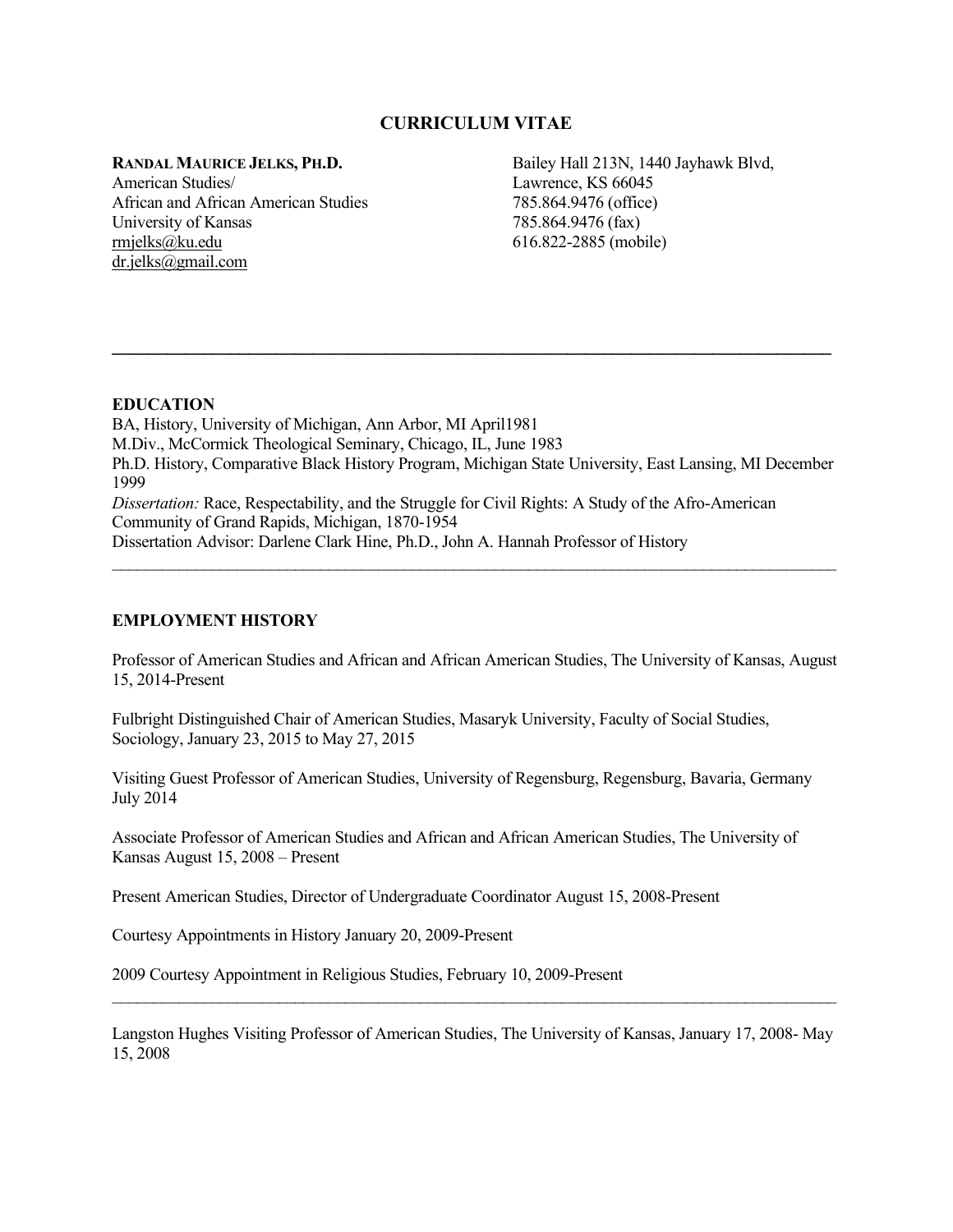# CURRICULUM VITAE

**RANDAL MAURICE JELKS, PH.D.**
American Studies/
African and African American Studies
University of Kansas
rmjelks@ku.edu
dr.jelks@gmail.com

Bailey Hall 213N, 1440 Jayhawk Blvd,
Lawrence, KS 66045
785.864.9476 (office)
785.864.9476 (fax)
616.822-2885 (mobile)

---

## EDUCATION

BA, History, University of Michigan, Ann Arbor, MI April1981
M.Div., McCormick Theological Seminary, Chicago, IL, June 1983
Ph.D. History, Comparative Black History Program, Michigan State University, East Lansing, MI December 1999
*Dissertation:* Race, Respectability, and the Struggle for Civil Rights: A Study of the Afro-American Community of Grand Rapids, Michigan, 1870-1954
Dissertation Advisor: Darlene Clark Hine, Ph.D., John A. Hannah Professor of History

---

## EMPLOYMENT HISTORY

Professor of American Studies and African and African American Studies, The University of Kansas, August 15, 2014-Present

Fulbright Distinguished Chair of American Studies, Masaryk University, Faculty of Social Studies, Sociology, January 23, 2015 to May 27, 2015

Visiting Guest Professor of American Studies, University of Regensburg, Regensburg, Bavaria, Germany July 2014

Associate Professor of American Studies and African and African American Studies, The University of Kansas August 15, 2008 – Present

Present American Studies, Director of Undergraduate Coordinator August 15, 2008-Present

Courtesy Appointments in History January 20, 2009-Present

2009 Courtesy Appointment in Religious Studies, February 10, 2009-Present

---

Langston Hughes Visiting Professor of American Studies, The University of Kansas, January 17, 2008- May 15, 2008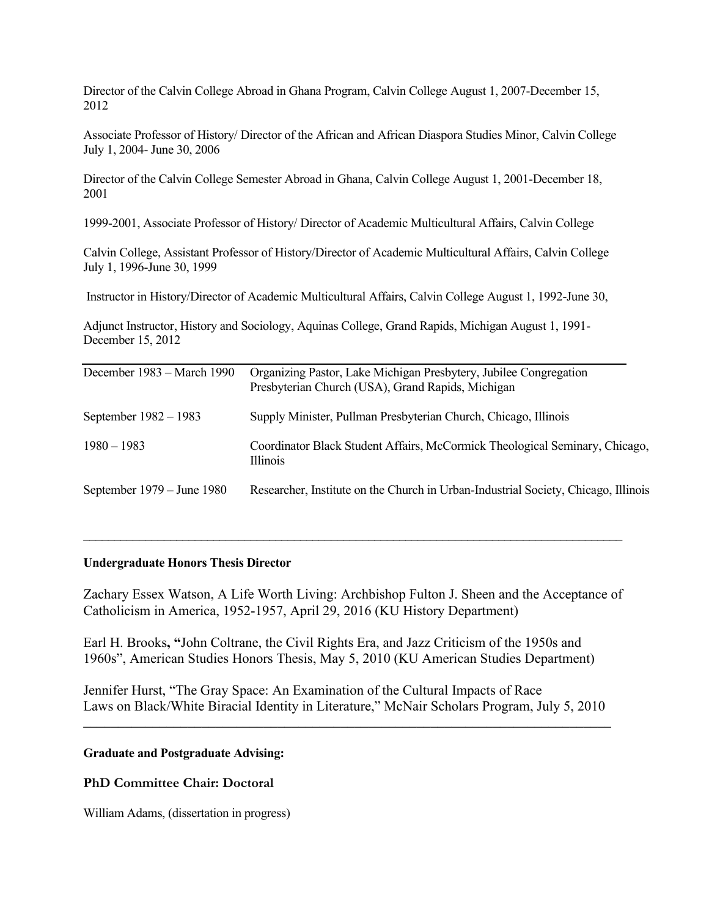Director of the Calvin College Abroad in Ghana Program, Calvin College August 1, 2007-December 15, 2012

Associate Professor of History/ Director of the African and African Diaspora Studies Minor, Calvin College July 1, 2004- June 30, 2006

Director of the Calvin College Semester Abroad in Ghana, Calvin College August 1, 2001-December 18, 2001

1999-2001, Associate Professor of History/ Director of Academic Multicultural Affairs, Calvin College

Calvin College, Assistant Professor of History/Director of Academic Multicultural Affairs, Calvin College July 1, 1996-June 30, 1999

Instructor in History/Director of Academic Multicultural Affairs, Calvin College August 1, 1992-June 30,

Adjunct Instructor, History and Sociology, Aquinas College, Grand Rapids, Michigan August 1, 1991-December 15, 2012

---

| | |
|---|---|
| December 1983 – March 1990 | Organizing Pastor, Lake Michigan Presbytery, Jubilee Congregation Presbyterian Church (USA), Grand Rapids, Michigan |
| September 1982 – 1983 | Supply Minister, Pullman Presbyterian Church, Chicago, Illinois |
| 1980 – 1983 | Coordinator Black Student Affairs, McCormick Theological Seminary, Chicago, Illinois |
| September 1979 – June 1980 | Researcher, Institute on the Church in Urban-Industrial Society, Chicago, Illinois |

---

**Undergraduate Honors Thesis Director**

Zachary Essex Watson, A Life Worth Living: Archbishop Fulton J. Sheen and the Acceptance of Catholicism in America, 1952-1957, April 29, 2016 (KU History Department)

Earl H. Brooks**, "**John Coltrane, the Civil Rights Era, and Jazz Criticism of the 1950s and 1960s", American Studies Honors Thesis, May 5, 2010 (KU American Studies Department)

Jennifer Hurst, "The Gray Space: An Examination of the Cultural Impacts of Race Laws on Black/White Biracial Identity in Literature," McNair Scholars Program, July 5, 2010

---

**Graduate and Postgraduate Advising:**

**PhD Committee Chair: Doctoral**

William Adams, (dissertation in progress)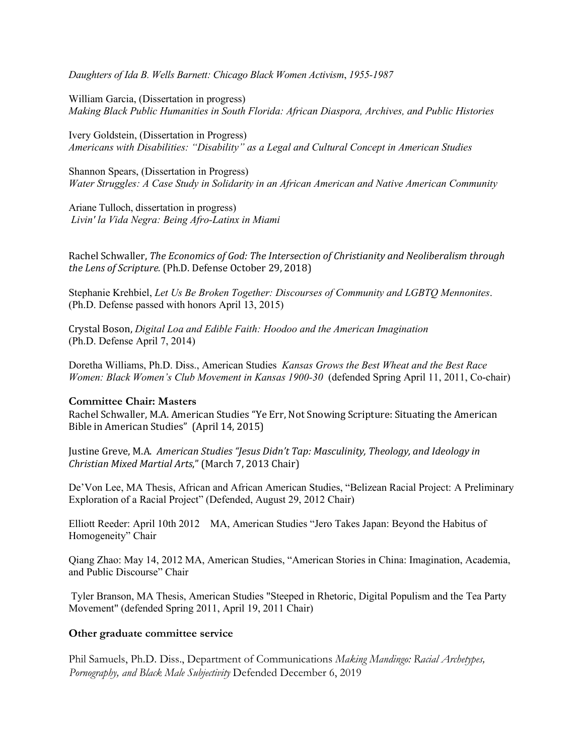*Daughters of Ida B. Wells Barnett: Chicago Black Women Activism*, *1955-1987*

William Garcia, (Dissertation in progress)
*Making Black Public Humanities in South Florida: African Diaspora, Archives, and Public Histories*

Ivery Goldstein, (Dissertation in Progress)
*Americans with Disabilities: "Disability" as a Legal and Cultural Concept in American Studies*

Shannon Spears, (Dissertation in Progress)
*Water Struggles: A Case Study in Solidarity in an African American and Native American Community*

Ariane Tulloch, dissertation in progress)
*Livin' la Vida Negra: Being Afro-Latinx in Miami*

Rachel Schwaller, *The Economics of God: The Intersection of Christianity and Neoliberalism through the Lens of Scripture*. (Ph.D. Defense October 29, 2018)

Stephanie Krehbiel, *Let Us Be Broken Together: Discourses of Community and LGBTQ Mennonites*. (Ph.D. Defense passed with honors April 13, 2015)

Crystal Boson, *Digital Loa and Edible Faith: Hoodoo and the American Imagination* (Ph.D. Defense April 7, 2014)

Doretha Williams, Ph.D. Diss., American Studies *Kansas Grows the Best Wheat and the Best Race Women: Black Women's Club Movement in Kansas 1900-30* (defended Spring April 11, 2011, Co-chair)

**Committee Chair: Masters**

Rachel Schwaller, M.A. American Studies "Ye Err, Not Snowing Scripture: Situating the American Bible in American Studies" (April 14, 2015)

Justine Greve, M.A. *American Studies "Jesus Didn't Tap: Masculinity, Theology, and Ideology in Christian Mixed Martial Arts*," (March 7, 2013 Chair)

De'Von Lee, MA Thesis, African and African American Studies, "Belizean Racial Project: A Preliminary Exploration of a Racial Project" (Defended, August 29, 2012 Chair)

Elliott Reeder: April 10th 2012 MA, American Studies "Jero Takes Japan: Beyond the Habitus of Homogeneity" Chair

Qiang Zhao: May 14, 2012 MA, American Studies, "American Stories in China: Imagination, Academia, and Public Discourse" Chair

Tyler Branson, MA Thesis, American Studies "Steeped in Rhetoric, Digital Populism and the Tea Party Movement" (defended Spring 2011, April 19, 2011 Chair)

**Other graduate committee service**

Phil Samuels, Ph.D. Diss., Department of Communications *Making Mandingo: Racial Archetypes, Pornography, and Black Male Subjectivity* Defended December 6, 2019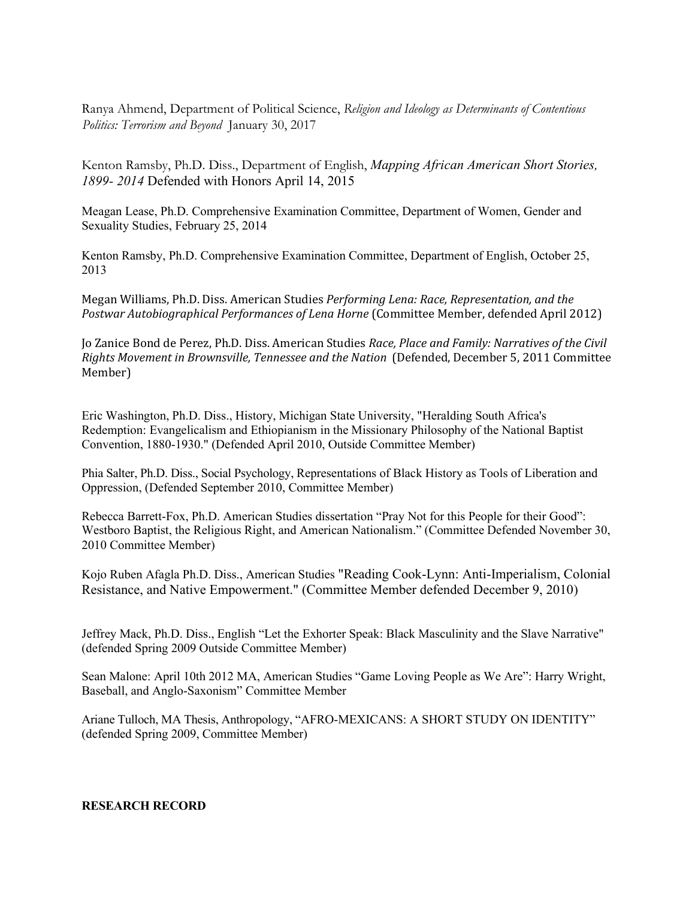Ranya Ahmend, Department of Political Science, *Religion and Ideology as Determinants of Contentious Politics: Terrorism and Beyond* January 30, 2017

Kenton Ramsby, Ph.D. Diss., Department of English, *Mapping African American Short Stories, 1899- 2014* Defended with Honors April 14, 2015

Meagan Lease, Ph.D. Comprehensive Examination Committee, Department of Women, Gender and Sexuality Studies, February 25, 2014

Kenton Ramsby, Ph.D. Comprehensive Examination Committee, Department of English, October 25, 2013

Megan Williams, Ph.D. Diss. American Studies *Performing Lena: Race, Representation, and the Postwar Autobiographical Performances of Lena Horne* (Committee Member, defended April 2012)

Jo Zanice Bond de Perez, Ph.D. Diss. American Studies *Race, Place and Family: Narratives of the Civil Rights Movement in Brownsville, Tennessee and the Nation* (Defended, December 5, 2011 Committee Member)

Eric Washington, Ph.D. Diss., History, Michigan State University, "Heralding South Africa's Redemption: Evangelicalism and Ethiopianism in the Missionary Philosophy of the National Baptist Convention, 1880-1930." (Defended April 2010, Outside Committee Member)

Phia Salter, Ph.D. Diss., Social Psychology, Representations of Black History as Tools of Liberation and Oppression, (Defended September 2010, Committee Member)

Rebecca Barrett-Fox, Ph.D. American Studies dissertation "Pray Not for this People for their Good": Westboro Baptist, the Religious Right, and American Nationalism." (Committee Defended November 30, 2010 Committee Member)

Kojo Ruben Afagla Ph.D. Diss., American Studies "Reading Cook-Lynn: Anti-Imperialism, Colonial Resistance, and Native Empowerment." (Committee Member defended December 9, 2010)

Jeffrey Mack, Ph.D. Diss., English "Let the Exhorter Speak: Black Masculinity and the Slave Narrative" (defended Spring 2009 Outside Committee Member)

Sean Malone: April 10th 2012 MA, American Studies "Game Loving People as We Are": Harry Wright, Baseball, and Anglo-Saxonism" Committee Member

Ariane Tulloch, MA Thesis, Anthropology, "AFRO-MEXICANS: A SHORT STUDY ON IDENTITY" (defended Spring 2009, Committee Member)

**RESEARCH RECORD**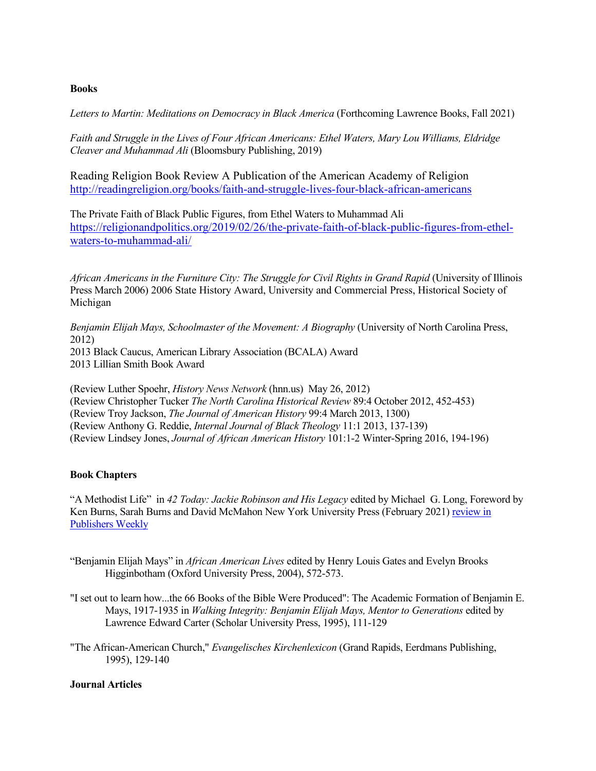**Books**

*Letters to Martin: Meditations on Democracy in Black America* (Forthcoming Lawrence Books, Fall 2021)

*Faith and Struggle in the Lives of Four African Americans: Ethel Waters, Mary Lou Williams, Eldridge Cleaver and Muhammad Ali* (Bloomsbury Publishing, 2019)

Reading Religion Book Review A Publication of the American Academy of Religion
http://readingreligion.org/books/faith-and-struggle-lives-four-black-african-americans

The Private Faith of Black Public Figures, from Ethel Waters to Muhammad Ali
https://religionandpolitics.org/2019/02/26/the-private-faith-of-black-public-figures-from-ethel-waters-to-muhammad-ali/

*African Americans in the Furniture City: The Struggle for Civil Rights in Grand Rapid* (University of Illinois Press March 2006) 2006 State History Award, University and Commercial Press, Historical Society of Michigan

*Benjamin Elijah Mays, Schoolmaster of the Movement: A Biography* (University of North Carolina Press, 2012)
2013 Black Caucus, American Library Association (BCALA) Award
2013 Lillian Smith Book Award

(Review Luther Spoehr, *History News Network* (hnn.us) May 26, 2012)
(Review Christopher Tucker *The North Carolina Historical Review* 89:4 October 2012, 452-453)
(Review Troy Jackson, *The Journal of American History* 99:4 March 2013, 1300)
(Review Anthony G. Reddie, *Internal Journal of Black Theology* 11:1 2013, 137-139)
(Review Lindsey Jones, *Journal of African American History* 101:1-2 Winter-Spring 2016, 194-196)

**Book Chapters**

"A Methodist Life" in *42 Today: Jackie Robinson and His Legacy* edited by Michael G. Long, Foreword by Ken Burns, Sarah Burns and David McMahon New York University Press (February 2021) review in Publishers Weekly

"Benjamin Elijah Mays" in *African American Lives* edited by Henry Louis Gates and Evelyn Brooks Higginbotham (Oxford University Press, 2004), 572-573.

"I set out to learn how...the 66 Books of the Bible Were Produced": The Academic Formation of Benjamin E. Mays, 1917-1935 in *Walking Integrity: Benjamin Elijah Mays, Mentor to Generations* edited by Lawrence Edward Carter (Scholar University Press, 1995), 111-129

"The African-American Church," *Evangelisches Kirchenlexicon* (Grand Rapids, Eerdmans Publishing, 1995), 129-140

**Journal Articles**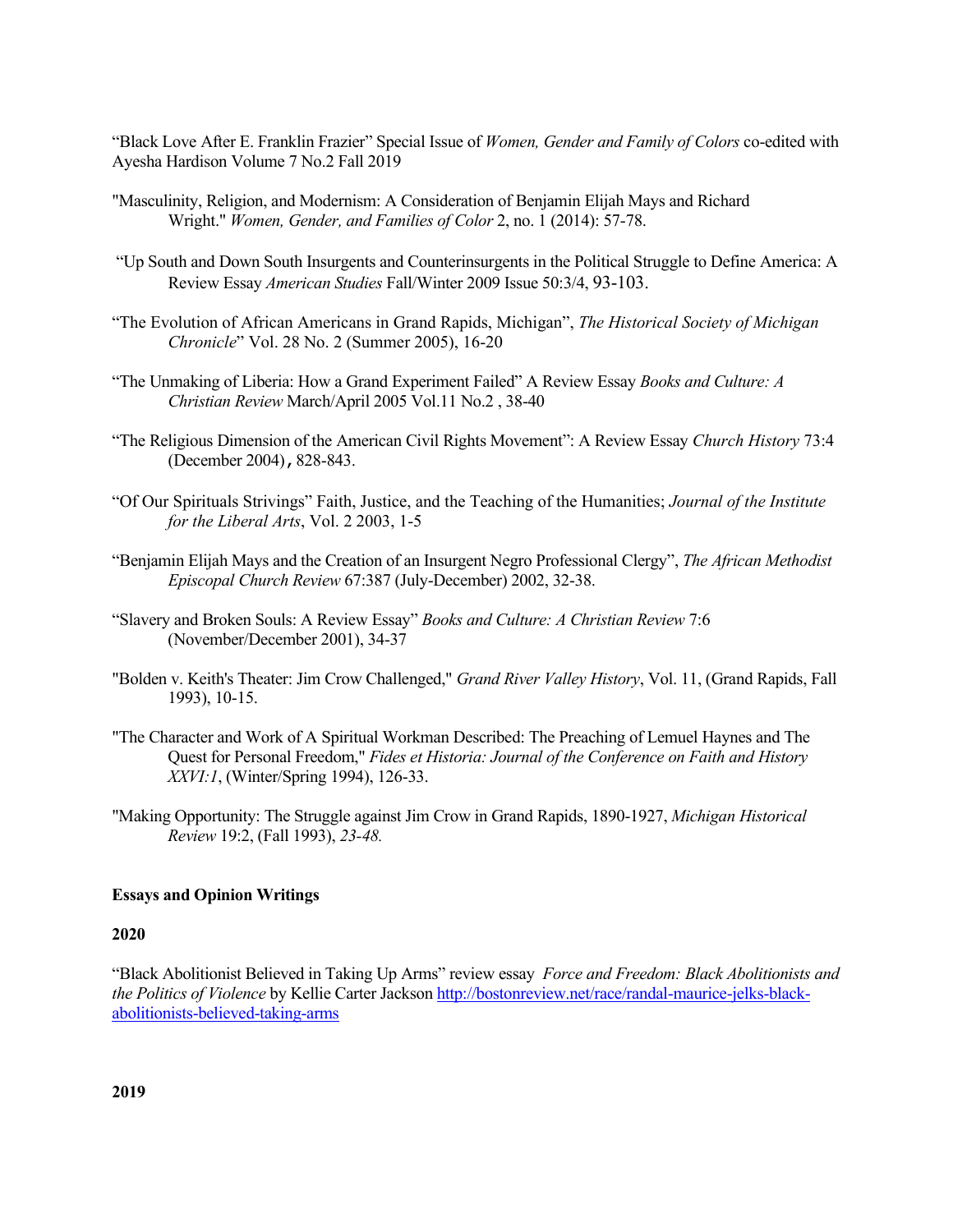"Black Love After E. Franklin Frazier" Special Issue of *Women, Gender and Family of Colors* co-edited with Ayesha Hardison Volume 7 No.2 Fall 2019

"Masculinity, Religion, and Modernism: A Consideration of Benjamin Elijah Mays and Richard Wright." *Women, Gender, and Families of Color* 2, no. 1 (2014): 57-78.

"Up South and Down South Insurgents and Counterinsurgents in the Political Struggle to Define America: A Review Essay *American Studies* Fall/Winter 2009 Issue 50:3/4, 93-103.

"The Evolution of African Americans in Grand Rapids, Michigan", *The Historical Society of Michigan Chronicle*" Vol. 28 No. 2 (Summer 2005), 16-20

"The Unmaking of Liberia: How a Grand Experiment Failed" A Review Essay *Books and Culture: A Christian Review* March/April 2005 Vol.11 No.2 , 38-40

"The Religious Dimension of the American Civil Rights Movement": A Review Essay *Church History* 73:4 (December 2004), 828-843.

"Of Our Spirituals Strivings" Faith, Justice, and the Teaching of the Humanities; *Journal of the Institute for the Liberal Arts*, Vol. 2 2003, 1-5

"Benjamin Elijah Mays and the Creation of an Insurgent Negro Professional Clergy", *The African Methodist Episcopal Church Review* 67:387 (July-December) 2002, 32-38.

"Slavery and Broken Souls: A Review Essay" *Books and Culture: A Christian Review* 7:6 (November/December 2001), 34-37

"Bolden v. Keith's Theater: Jim Crow Challenged," *Grand River Valley History*, Vol. 11, (Grand Rapids, Fall 1993), 10-15.

"The Character and Work of A Spiritual Workman Described: The Preaching of Lemuel Haynes and The Quest for Personal Freedom," *Fides et Historia: Journal of the Conference on Faith and History XXVI:1*, (Winter/Spring 1994), 126-33.

"Making Opportunity: The Struggle against Jim Crow in Grand Rapids, 1890-1927, *Michigan Historical Review* 19:2, (Fall 1993), *23-48.*

**Essays and Opinion Writings**

**2020**

"Black Abolitionist Believed in Taking Up Arms" review essay *Force and Freedom: Black Abolitionists and the Politics of Violence* by Kellie Carter Jackson http://bostonreview.net/race/randal-maurice-jelks-black-abolitionists-believed-taking-arms

**2019**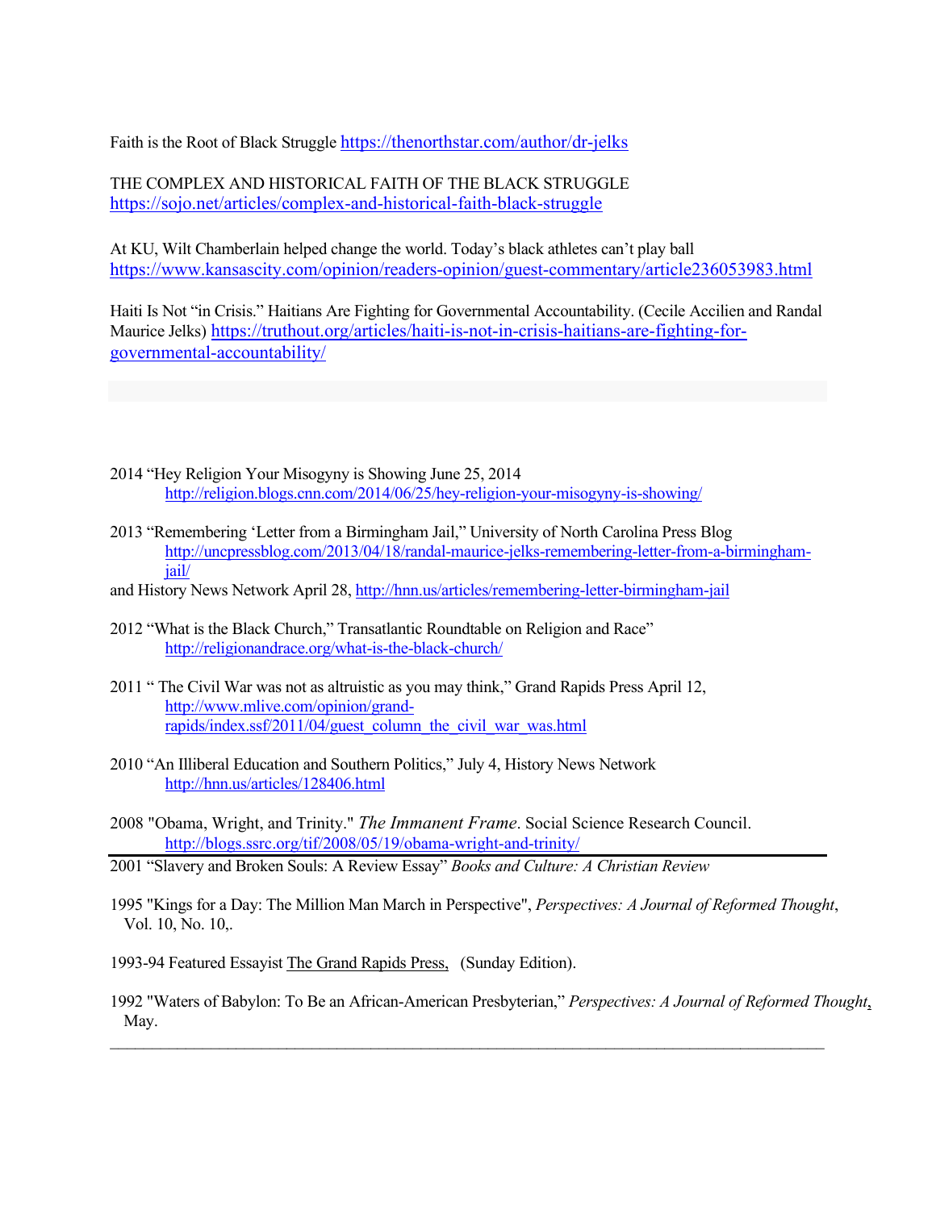Faith is the Root of Black Struggle https://thenorthstar.com/author/dr-jelks

THE COMPLEX AND HISTORICAL FAITH OF THE BLACK STRUGGLE https://sojo.net/articles/complex-and-historical-faith-black-struggle

At KU, Wilt Chamberlain helped change the world. Today's black athletes can't play ball https://www.kansascity.com/opinion/readers-opinion/guest-commentary/article236053983.html

Haiti Is Not "in Crisis." Haitians Are Fighting for Governmental Accountability. (Cecile Accilien and Randal Maurice Jelks) https://truthout.org/articles/haiti-is-not-in-crisis-haitians-are-fighting-for-governmental-accountability/

2014 "Hey Religion Your Misogyny is Showing June 25, 2014
    http://religion.blogs.cnn.com/2014/06/25/hey-religion-your-misogyny-is-showing/

2013 "Remembering 'Letter from a Birmingham Jail," University of North Carolina Press Blog
    http://uncpressblog.com/2013/04/18/randal-maurice-jelks-remembering-letter-from-a-birmingham-jail/
and History News Network April 28, http://hnn.us/articles/remembering-letter-birmingham-jail

2012 "What is the Black Church," Transatlantic Roundtable on Religion and Race"
    http://religionandrace.org/what-is-the-black-church/

2011 " The Civil War was not as altruistic as you may think," Grand Rapids Press April 12,
    http://www.mlive.com/opinion/grand-rapids/index.ssf/2011/04/guest_column_the_civil_war_was.html

2010 "An Illiberal Education and Southern Politics," July 4, History News Network
    http://hnn.us/articles/128406.html

2008 "Obama, Wright, and Trinity." *The Immanent Frame*. Social Science Research Council.
    http://blogs.ssrc.org/tif/2008/05/19/obama-wright-and-trinity/

---

2001 "Slavery and Broken Souls: A Review Essay" *Books and Culture: A Christian Review*

1995 "Kings for a Day: The Million Man March in Perspective", *Perspectives: A Journal of Reformed Thought*, Vol. 10, No. 10,.

1993-94 Featured Essayist The Grand Rapids Press, (Sunday Edition).

1992 "Waters of Babylon: To Be an African-American Presbyterian," *Perspectives: A Journal of Reformed Thought*, May.

---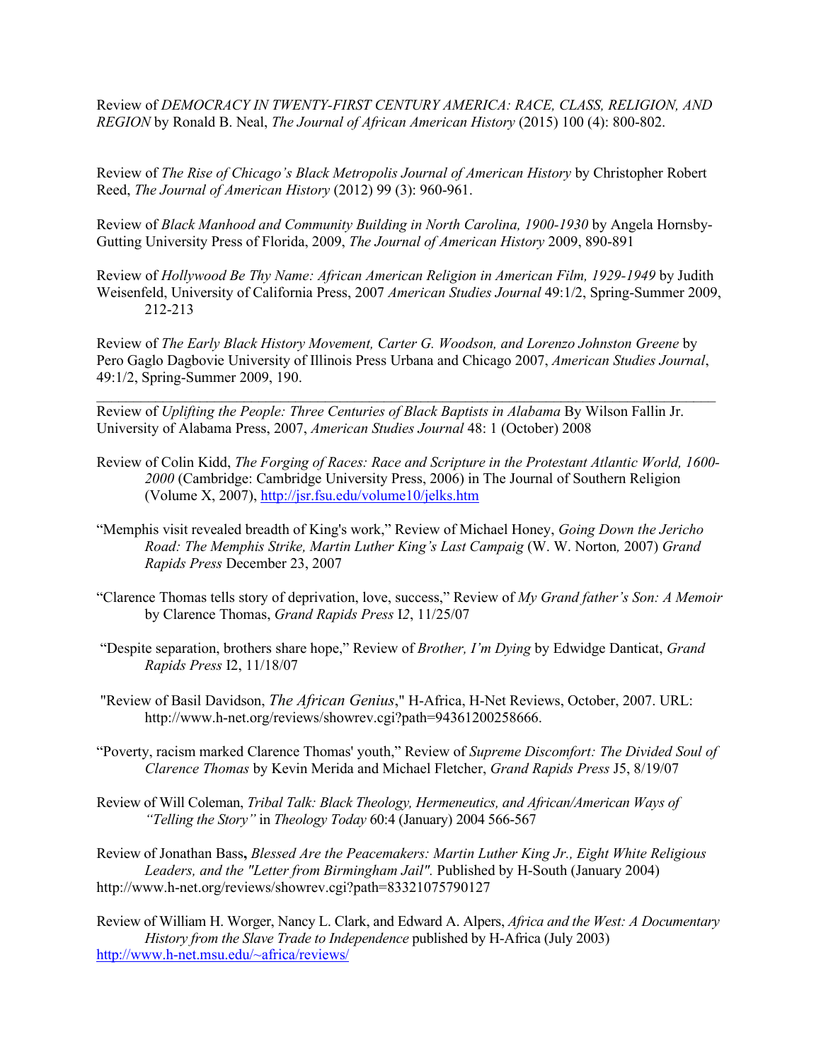Review of *DEMOCRACY IN TWENTY-FIRST CENTURY AMERICA: RACE, CLASS, RELIGION, AND REGION* by Ronald B. Neal, *The Journal of African American History* (2015) 100 (4): 800-802.

Review of *The Rise of Chicago's Black Metropolis Journal of American History* by Christopher Robert Reed, *The Journal of American History* (2012) 99 (3): 960-961.

Review of *Black Manhood and Community Building in North Carolina, 1900-1930* by Angela Hornsby-Gutting University Press of Florida, 2009, *The Journal of American History* 2009, 890-891

Review of *Hollywood Be Thy Name: African American Religion in American Film, 1929-1949* by Judith Weisenfeld, University of California Press, 2007 *American Studies Journal* 49:1/2, Spring-Summer 2009, 212-213

Review of *The Early Black History Movement, Carter G. Woodson, and Lorenzo Johnston Greene* by Pero Gaglo Dagbovie University of Illinois Press Urbana and Chicago 2007, *American Studies Journal*, 49:1/2, Spring-Summer 2009, 190.

---

Review of *Uplifting the People: Three Centuries of Black Baptists in Alabama* By Wilson Fallin Jr. University of Alabama Press, 2007, *American Studies Journal* 48: 1 (October) 2008

Review of Colin Kidd, *The Forging of Races: Race and Scripture in the Protestant Atlantic World, 1600-2000* (Cambridge: Cambridge University Press, 2006) in The Journal of Southern Religion (Volume X, 2007), http://jsr.fsu.edu/volume10/jelks.htm

"Memphis visit revealed breadth of King's work," Review of Michael Honey, *Going Down the Jericho Road: The Memphis Strike, Martin Luther King's Last Campaig* (W. W. Norton*,* 2007) *Grand Rapids Press* December 23, 2007

"Clarence Thomas tells story of deprivation, love, success," Review of *My Grand father's Son: A Memoir* by Clarence Thomas, *Grand Rapids Press* I2, 11/25/07

"Despite separation, brothers share hope," Review of *Brother, I'm Dying* by Edwidge Danticat, *Grand Rapids Press* I2, 11/18/07

"Review of Basil Davidson, *The African Genius*," H-Africa, H-Net Reviews, October, 2007. URL: http://www.h-net.org/reviews/showrev.cgi?path=94361200258666.

"Poverty, racism marked Clarence Thomas' youth," Review of *Supreme Discomfort: The Divided Soul of Clarence Thomas* by Kevin Merida and Michael Fletcher, *Grand Rapids Press* J5, 8/19/07

Review of Will Coleman, *Tribal Talk: Black Theology, Hermeneutics, and African/American Ways of "Telling the Story"* in *Theology Today* 60:4 (January) 2004 566-567

Review of Jonathan Bass**,** *Blessed Are the Peacemakers: Martin Luther King Jr., Eight White Religious Leaders, and the "Letter from Birmingham Jail".* Published by H-South (January 2004) http://www.h-net.org/reviews/showrev.cgi?path=83321075790127

Review of William H. Worger, Nancy L. Clark, and Edward A. Alpers, *Africa and the West: A Documentary History from the Slave Trade to Independence* published by H-Africa (July 2003) http://www.h-net.msu.edu/~africa/reviews/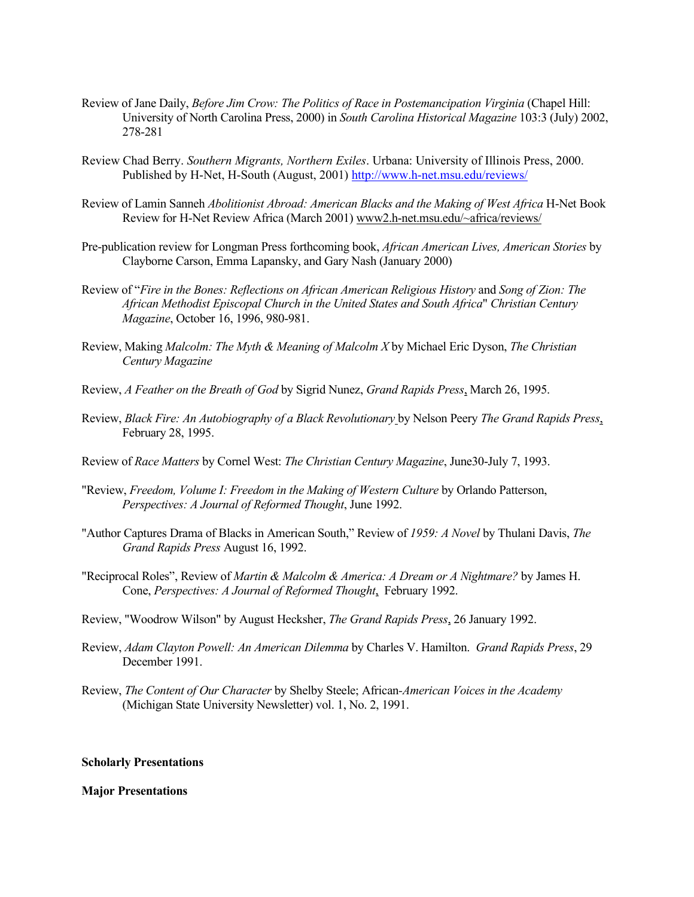Review of Jane Daily, *Before Jim Crow: The Politics of Race in Postemancipation Virginia* (Chapel Hill: University of North Carolina Press, 2000) in *South Carolina Historical Magazine* 103:3 (July) 2002, 278-281

Review Chad Berry. *Southern Migrants, Northern Exiles*. Urbana: University of Illinois Press, 2000. Published by H-Net, H-South (August, 2001) http://www.h-net.msu.edu/reviews/

Review of Lamin Sanneh *Abolitionist Abroad: American Blacks and the Making of West Africa* H-Net Book Review for H-Net Review Africa (March 2001) www2.h-net.msu.edu/~africa/reviews/

Pre-publication review for Longman Press forthcoming book, *African American Lives, American Stories* by Clayborne Carson, Emma Lapansky, and Gary Nash (January 2000)

Review of "*Fire in the Bones: Reflections on African American Religious History* and *Song of Zion: The African Methodist Episcopal Church in the United States and South Africa*" *Christian Century Magazine*, October 16, 1996, 980-981.

Review, Making *Malcolm: The Myth & Meaning of Malcolm X* by Michael Eric Dyson, *The Christian Century Magazine*

Review, *A Feather on the Breath of God* by Sigrid Nunez, *Grand Rapids Press*, March 26, 1995.

Review, *Black Fire: An Autobiography of a Black Revolutionary* by Nelson Peery *The Grand Rapids Press*, February 28, 1995.

Review of *Race Matters* by Cornel West: *The Christian Century Magazine*, June30-July 7, 1993.

"Review, *Freedom, Volume I: Freedom in the Making of Western Culture* by Orlando Patterson, *Perspectives: A Journal of Reformed Thought*, June 1992.

"Author Captures Drama of Blacks in American South," Review of *1959: A Novel* by Thulani Davis, *The Grand Rapids Press* August 16, 1992.

"Reciprocal Roles", Review of *Martin & Malcolm & America: A Dream or A Nightmare?* by James H. Cone, *Perspectives: A Journal of Reformed Thought*, February 1992.

Review, "Woodrow Wilson" by August Hecksher, *The Grand Rapids Press*, 26 January 1992.

Review, *Adam Clayton Powell: An American Dilemma* by Charles V. Hamilton. *Grand Rapids Press*, 29 December 1991.

Review, *The Content of Our Character* by Shelby Steele; African-*American Voices in the Academy* (Michigan State University Newsletter) vol. 1, No. 2, 1991.

**Scholarly Presentations**

**Major Presentations**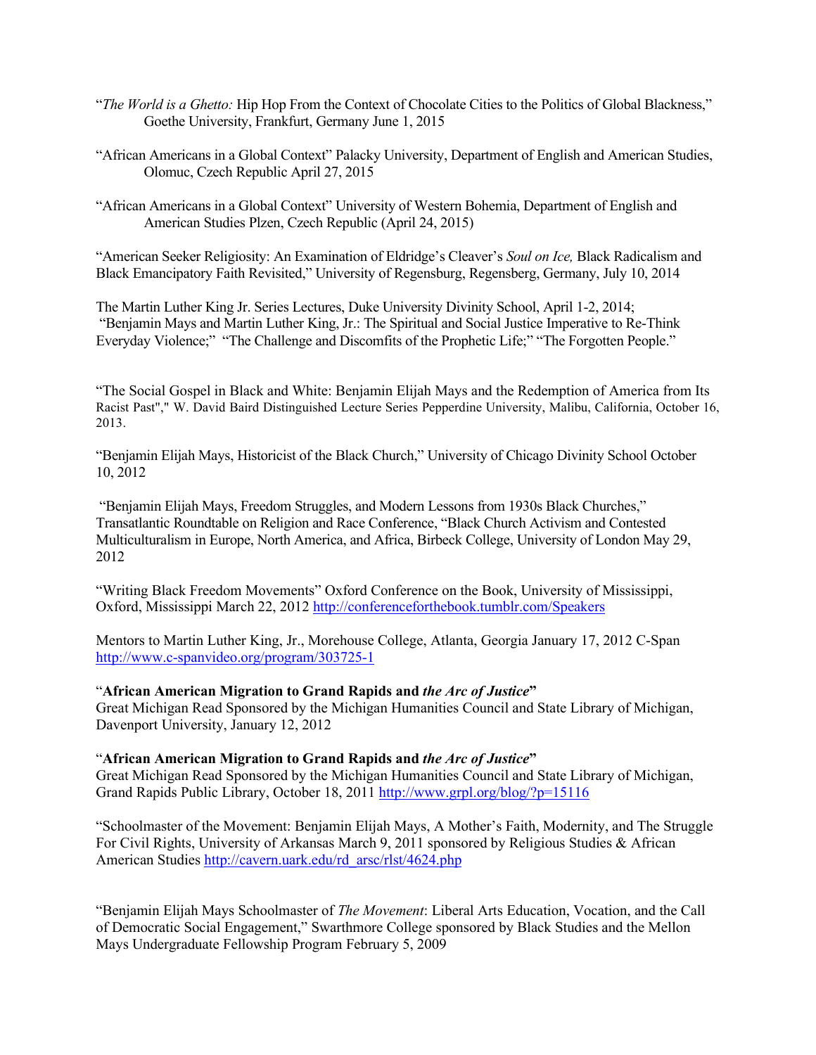"*The World is a Ghetto:* Hip Hop From the Context of Chocolate Cities to the Politics of Global Blackness," Goethe University, Frankfurt, Germany June 1, 2015

"African Americans in a Global Context" Palacky University, Department of English and American Studies, Olomuc, Czech Republic April 27, 2015

"African Americans in a Global Context" University of Western Bohemia, Department of English and American Studies Plzen, Czech Republic (April 24, 2015)

"American Seeker Religiosity: An Examination of Eldridge's Cleaver's *Soul on Ice,* Black Radicalism and Black Emancipatory Faith Revisited," University of Regensburg, Regensberg, Germany, July 10, 2014

The Martin Luther King Jr. Series Lectures, Duke University Divinity School, April 1-2, 2014; "Benjamin Mays and Martin Luther King, Jr.: The Spiritual and Social Justice Imperative to Re-Think Everyday Violence;" "The Challenge and Discomfits of the Prophetic Life;" "The Forgotten People."

"The Social Gospel in Black and White: Benjamin Elijah Mays and the Redemption of America from Its Racist Past"," W. David Baird Distinguished Lecture Series Pepperdine University, Malibu, California, October 16, 2013.

"Benjamin Elijah Mays, Historicist of the Black Church," University of Chicago Divinity School October 10, 2012

"Benjamin Elijah Mays, Freedom Struggles, and Modern Lessons from 1930s Black Churches," Transatlantic Roundtable on Religion and Race Conference, "Black Church Activism and Contested Multiculturalism in Europe, North America, and Africa, Birbeck College, University of London May 29, 2012

"Writing Black Freedom Movements" Oxford Conference on the Book, University of Mississippi, Oxford, Mississippi March 22, 2012 http://conferenceforthebook.tumblr.com/Speakers

Mentors to Martin Luther King, Jr., Morehouse College, Atlanta, Georgia January 17, 2012 C-Span http://www.c-spanvideo.org/program/303725-1

"**African American Migration to Grand Rapids and *the Arc of Justice***"
Great Michigan Read Sponsored by the Michigan Humanities Council and State Library of Michigan, Davenport University, January 12, 2012

"**African American Migration to Grand Rapids and *the Arc of Justice***"
Great Michigan Read Sponsored by the Michigan Humanities Council and State Library of Michigan, Grand Rapids Public Library, October 18, 2011 http://www.grpl.org/blog/?p=15116

"Schoolmaster of the Movement: Benjamin Elijah Mays, A Mother's Faith, Modernity, and The Struggle For Civil Rights, University of Arkansas March 9, 2011 sponsored by Religious Studies & African American Studies http://cavern.uark.edu/rd_arsc/rlst/4624.php

"Benjamin Elijah Mays Schoolmaster of *The Movement*: Liberal Arts Education, Vocation, and the Call of Democratic Social Engagement," Swarthmore College sponsored by Black Studies and the Mellon Mays Undergraduate Fellowship Program February 5, 2009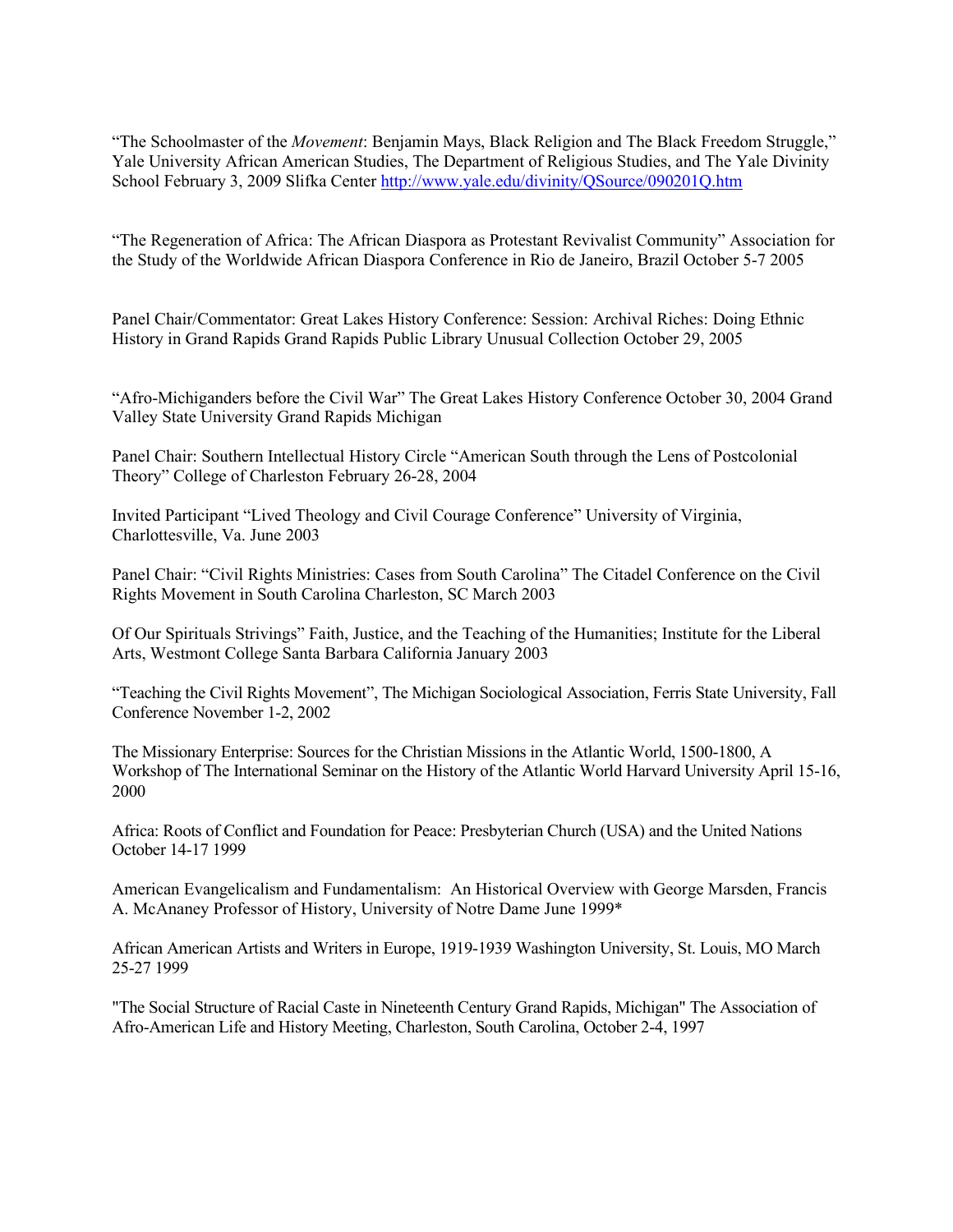“The Schoolmaster of the *Movement*: Benjamin Mays, Black Religion and The Black Freedom Struggle,” Yale University African American Studies, The Department of Religious Studies, and The Yale Divinity School February 3, 2009 Slifka Center http://www.yale.edu/divinity/QSource/090201Q.htm

“The Regeneration of Africa: The African Diaspora as Protestant Revivalist Community” Association for the Study of the Worldwide African Diaspora Conference in Rio de Janeiro, Brazil October 5-7 2005

Panel Chair/Commentator: Great Lakes History Conference: Session: Archival Riches: Doing Ethnic History in Grand Rapids Grand Rapids Public Library Unusual Collection October 29, 2005

“Afro-Michiganders before the Civil War” The Great Lakes History Conference October 30, 2004 Grand Valley State University Grand Rapids Michigan

Panel Chair: Southern Intellectual History Circle “American South through the Lens of Postcolonial Theory” College of Charleston February 26-28, 2004

Invited Participant “Lived Theology and Civil Courage Conference” University of Virginia, Charlottesville, Va. June 2003

Panel Chair: “Civil Rights Ministries: Cases from South Carolina” The Citadel Conference on the Civil Rights Movement in South Carolina Charleston, SC March 2003

Of Our Spirituals Strivings” Faith, Justice, and the Teaching of the Humanities; Institute for the Liberal Arts, Westmont College Santa Barbara California January 2003

“Teaching the Civil Rights Movement”, The Michigan Sociological Association, Ferris State University, Fall Conference November 1-2, 2002

The Missionary Enterprise: Sources for the Christian Missions in the Atlantic World, 1500-1800, A Workshop of The International Seminar on the History of the Atlantic World Harvard University April 15-16, 2000

Africa: Roots of Conflict and Foundation for Peace: Presbyterian Church (USA) and the United Nations October 14-17 1999

American Evangelicalism and Fundamentalism: An Historical Overview with George Marsden, Francis A. McAnaney Professor of History, University of Notre Dame June 1999*

African American Artists and Writers in Europe, 1919-1939 Washington University, St. Louis, MO March 25-27 1999

"The Social Structure of Racial Caste in Nineteenth Century Grand Rapids, Michigan" The Association of Afro-American Life and History Meeting, Charleston, South Carolina, October 2-4, 1997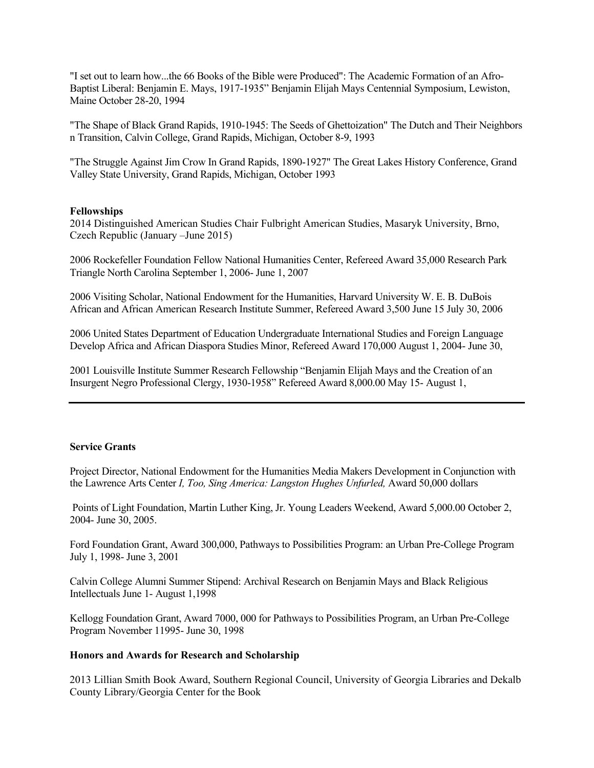"I set out to learn how...the 66 Books of the Bible were Produced": The Academic Formation of an Afro-Baptist Liberal: Benjamin E. Mays, 1917-1935" Benjamin Elijah Mays Centennial Symposium, Lewiston, Maine October 28-20, 1994

"The Shape of Black Grand Rapids, 1910-1945: The Seeds of Ghettoization" The Dutch and Their Neighbors n Transition, Calvin College, Grand Rapids, Michigan, October 8-9, 1993

"The Struggle Against Jim Crow In Grand Rapids, 1890-1927" The Great Lakes History Conference, Grand Valley State University, Grand Rapids, Michigan, October 1993

**Fellowships**

2014 Distinguished American Studies Chair Fulbright American Studies, Masaryk University, Brno, Czech Republic (January –June 2015)

2006 Rockefeller Foundation Fellow National Humanities Center, Refereed Award 35,000 Research Park Triangle North Carolina September 1, 2006- June 1, 2007

2006 Visiting Scholar, National Endowment for the Humanities, Harvard University W. E. B. DuBois African and African American Research Institute Summer, Refereed Award 3,500 June 15 July 30, 2006

2006 United States Department of Education Undergraduate International Studies and Foreign Language Develop Africa and African Diaspora Studies Minor, Refereed Award 170,000 August 1, 2004- June 30,

2001 Louisville Institute Summer Research Fellowship "Benjamin Elijah Mays and the Creation of an Insurgent Negro Professional Clergy, 1930-1958" Refereed Award 8,000.00 May 15- August 1,

---

**Service Grants**

Project Director, National Endowment for the Humanities Media Makers Development in Conjunction with the Lawrence Arts Center *I, Too, Sing America: Langston Hughes Unfurled,* Award 50,000 dollars

Points of Light Foundation, Martin Luther King, Jr. Young Leaders Weekend, Award 5,000.00 October 2, 2004- June 30, 2005.

Ford Foundation Grant, Award 300,000, Pathways to Possibilities Program: an Urban Pre-College Program July 1, 1998- June 3, 2001

Calvin College Alumni Summer Stipend: Archival Research on Benjamin Mays and Black Religious Intellectuals June 1- August 1,1998

Kellogg Foundation Grant, Award 7000, 000 for Pathways to Possibilities Program, an Urban Pre-College Program November 11995- June 30, 1998

**Honors and Awards for Research and Scholarship**

2013 Lillian Smith Book Award, Southern Regional Council, University of Georgia Libraries and Dekalb County Library/Georgia Center for the Book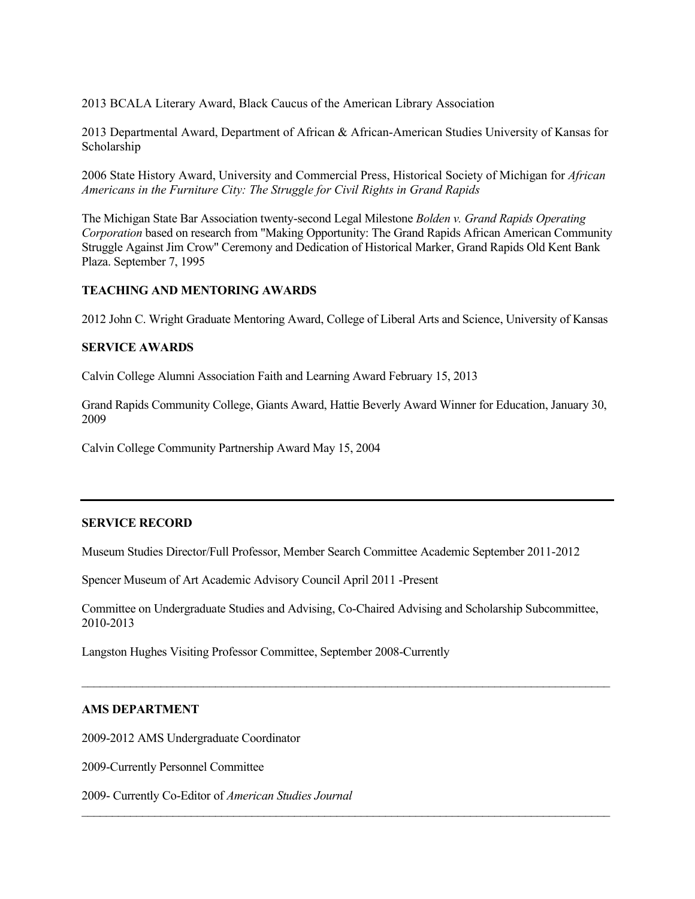2013 BCALA Literary Award, Black Caucus of the American Library Association

2013 Departmental Award, Department of African & African-American Studies University of Kansas for Scholarship

2006 State History Award, University and Commercial Press, Historical Society of Michigan for *African Americans in the Furniture City: The Struggle for Civil Rights in Grand Rapids*

The Michigan State Bar Association twenty-second Legal Milestone *Bolden v. Grand Rapids Operating Corporation* based on research from "Making Opportunity: The Grand Rapids African American Community Struggle Against Jim Crow" Ceremony and Dedication of Historical Marker, Grand Rapids Old Kent Bank Plaza. September 7, 1995

**TEACHING AND MENTORING AWARDS**

2012 John C. Wright Graduate Mentoring Award, College of Liberal Arts and Science, University of Kansas

**SERVICE AWARDS**

Calvin College Alumni Association Faith and Learning Award February 15, 2013

Grand Rapids Community College, Giants Award, Hattie Beverly Award Winner for Education, January 30, 2009

Calvin College Community Partnership Award May 15, 2004

---

**SERVICE RECORD**

Museum Studies Director/Full Professor, Member Search Committee Academic September 2011-2012

Spencer Museum of Art Academic Advisory Council April 2011 -Present

Committee on Undergraduate Studies and Advising, Co-Chaired Advising and Scholarship Subcommittee, 2010-2013

Langston Hughes Visiting Professor Committee, September 2008-Currently

---

**AMS DEPARTMENT**

2009-2012 AMS Undergraduate Coordinator

2009-Currently Personnel Committee

2009- Currently Co-Editor of *American Studies Journal*

---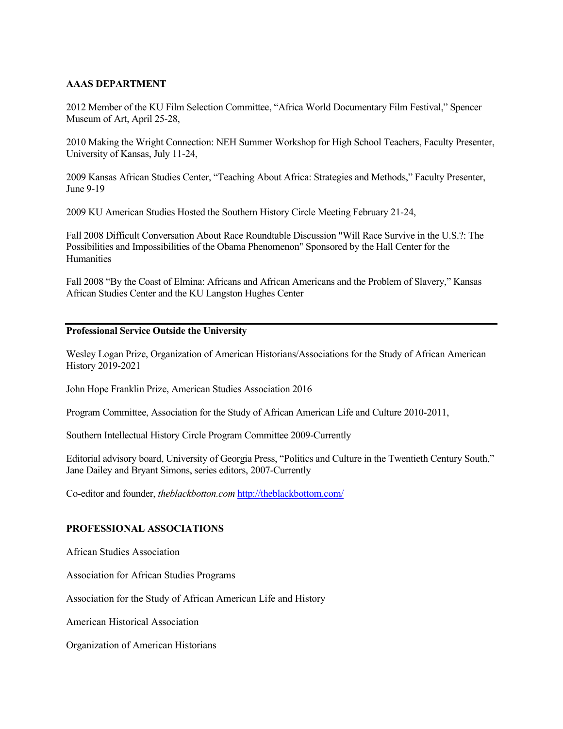**AAAS DEPARTMENT**

2012 Member of the KU Film Selection Committee, "Africa World Documentary Film Festival," Spencer Museum of Art, April 25-28,

2010 Making the Wright Connection: NEH Summer Workshop for High School Teachers, Faculty Presenter, University of Kansas, July 11-24,

2009 Kansas African Studies Center, "Teaching About Africa: Strategies and Methods," Faculty Presenter, June 9-19

2009 KU American Studies Hosted the Southern History Circle Meeting February 21-24,

Fall 2008 Difficult Conversation About Race Roundtable Discussion "Will Race Survive in the U.S.?: The Possibilities and Impossibilities of the Obama Phenomenon" Sponsored by the Hall Center for the Humanities

Fall 2008 "By the Coast of Elmina: Africans and African Americans and the Problem of Slavery," Kansas African Studies Center and the KU Langston Hughes Center

---

**Professional Service Outside the University**

Wesley Logan Prize, Organization of American Historians/Associations for the Study of African American History 2019-2021

John Hope Franklin Prize, American Studies Association 2016

Program Committee, Association for the Study of African American Life and Culture 2010-2011,

Southern Intellectual History Circle Program Committee 2009-Currently

Editorial advisory board, University of Georgia Press, "Politics and Culture in the Twentieth Century South," Jane Dailey and Bryant Simons, series editors, 2007-Currently

Co-editor and founder, *theblackbotton.com* [http://theblackbottom.com/](http://theblackbottom.com/)

**PROFESSIONAL ASSOCIATIONS**

African Studies Association

Association for African Studies Programs

Association for the Study of African American Life and History

American Historical Association

Organization of American Historians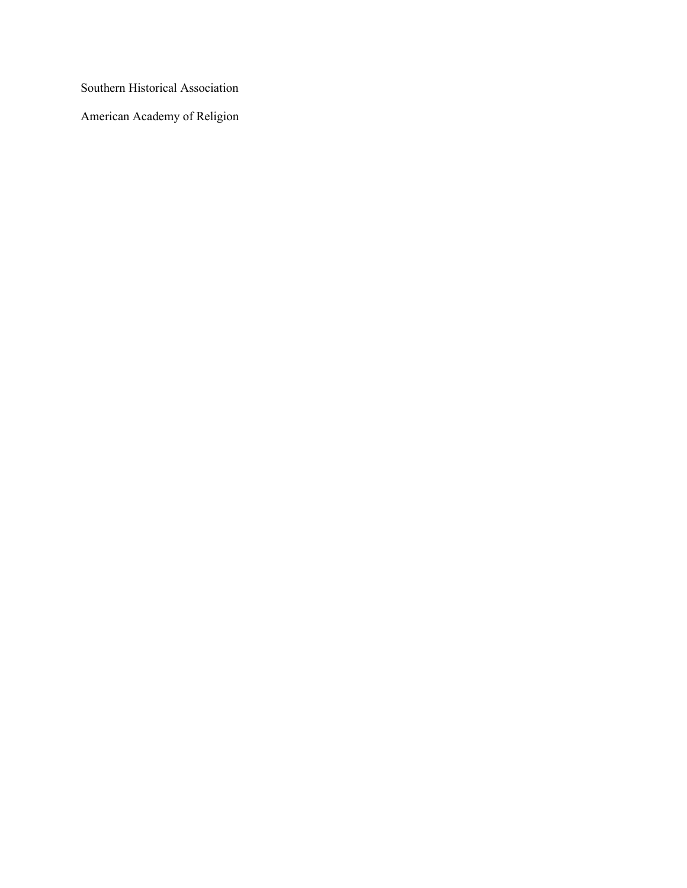Southern Historical Association

American Academy of Religion